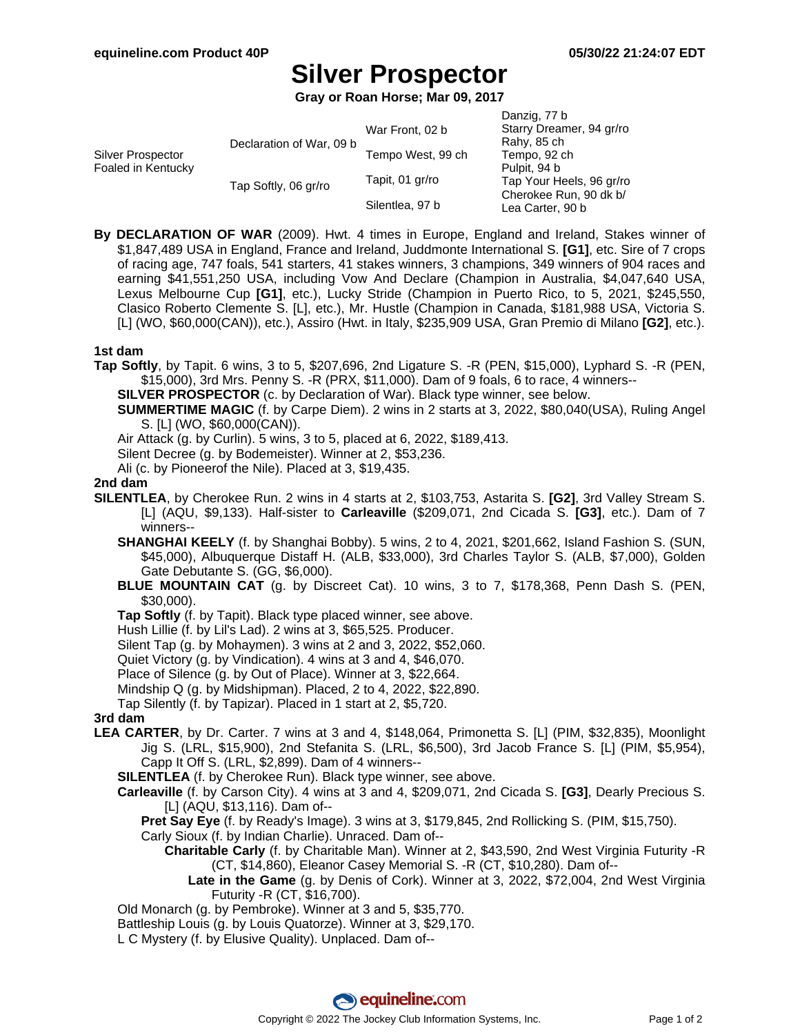# Silver Prospector

**Gray or Roan Horse; Mar 09, 2017**

| | | | |
|---|---|---|---|
| Silver Prospector Foaled in Kentucky | Declaration of War, 09 b | War Front, 02 b | Danzig, 77 b |
| | | | Starry Dreamer, 94 gr/ro |
| | | Tempo West, 99 ch | Rahy, 85 ch |
| | | | Tempo, 92 ch |
| | Tap Softly, 06 gr/ro | Tapit, 01 gr/ro | Pulpit, 94 b |
| | | | Tap Your Heels, 96 gr/ro |
| | | Silentlea, 97 b | Cherokee Run, 90 dk b/ |
| | | | Lea Carter, 90 b |

**By DECLARATION OF WAR** (2009). Hwt. 4 times in Europe, England and Ireland, Stakes winner of $1,847,489 USA in England, France and Ireland, Juddmonte International S. **[G1]**, etc. Sire of 7 crops of racing age, 747 foals, 541 starters, 41 stakes winners, 3 champions, 349 winners of 904 races and earning $41,551,250 USA, including Vow And Declare (Champion in Australia, $4,047,640 USA, Lexus Melbourne Cup **[G1]**, etc.), Lucky Stride (Champion in Puerto Rico, to 5, 2021, $245,550, Clasico Roberto Clemente S. [L], etc.), Mr. Hustle (Champion in Canada, $181,988 USA, Victoria S. [L] (WO, $60,000(CAN)), etc.), Assiro (Hwt. in Italy, $235,909 USA, Gran Premio di Milano **[G2]**, etc.).

### 1st dam

**Tap Softly**, by Tapit. 6 wins, 3 to 5, $207,696, 2nd Ligature S. -R (PEN, $15,000), Lyphard S. -R (PEN, $15,000), 3rd Mrs. Penny S. -R (PRX, $11,000). Dam of 9 foals, 6 to race, 4 winners--

- **SILVER PROSPECTOR** (c. by Declaration of War). Black type winner, see below.
- **SUMMERTIME MAGIC** (f. by Carpe Diem). 2 wins in 2 starts at 3, 2022, $80,040(USA), Ruling Angel S. [L] (WO, $60,000(CAN)).
- Air Attack (g. by Curlin). 5 wins, 3 to 5, placed at 6, 2022, $189,413.
- Silent Decree (g. by Bodemeister). Winner at 2, $53,236.
- Ali (c. by Pioneerof the Nile). Placed at 3, $19,435.

### 2nd dam

**SILENTLEA**, by Cherokee Run. 2 wins in 4 starts at 2, $103,753, Astarita S. **[G2]**, 3rd Valley Stream S. [L] (AQU, $9,133). Half-sister to **Carleaville** ($209,071, 2nd Cicada S. **[G3]**, etc.). Dam of 7 winners--

- **SHANGHAI KEELY** (f. by Shanghai Bobby). 5 wins, 2 to 4, 2021, $201,662, Island Fashion S. (SUN, $45,000), Albuquerque Distaff H. (ALB, $33,000), 3rd Charles Taylor S. (ALB, $7,000), Golden Gate Debutante S. (GG, $6,000).
- **BLUE MOUNTAIN CAT** (g. by Discreet Cat). 10 wins, 3 to 7, $178,368, Penn Dash S. (PEN, $30,000).
- **Tap Softly** (f. by Tapit). Black type placed winner, see above.
- Hush Lillie (f. by Lil's Lad). 2 wins at 3, $65,525. Producer.
- Silent Tap (g. by Mohaymen). 3 wins at 2 and 3, 2022, $52,060.
- Quiet Victory (g. by Vindication). 4 wins at 3 and 4, $46,070.
- Place of Silence (g. by Out of Place). Winner at 3, $22,664.
- Mindship Q (g. by Midshipman). Placed, 2 to 4, 2022, $22,890.
- Tap Silently (f. by Tapizar). Placed in 1 start at 2, $5,720.

### 3rd dam

**LEA CARTER**, by Dr. Carter. 7 wins at 3 and 4, $148,064, Primonetta S. [L] (PIM, $32,835), Moonlight Jig S. (LRL, $15,900), 2nd Stefanita S. (LRL, $6,500), 3rd Jacob France S. [L] (PIM, $5,954), Capp It Off S. (LRL, $2,899). Dam of 4 winners--

- **SILENTLEA** (f. by Cherokee Run). Black type winner, see above.
- **Carleaville** (f. by Carson City). 4 wins at 3 and 4, $209,071, 2nd Cicada S. **[G3]**, Dearly Precious S. [L] (AQU, $13,116). Dam of--
  - **Pret Say Eye** (f. by Ready's Image). 3 wins at 3, $179,845, 2nd Rollicking S. (PIM, $15,750).
  - Carly Sioux (f. by Indian Charlie). Unraced. Dam of--
    - **Charitable Carly** (f. by Charitable Man). Winner at 2, $43,590, 2nd West Virginia Futurity -R (CT, $14,860), Eleanor Casey Memorial S. -R (CT, $10,280). Dam of--
      - **Late in the Game** (g. by Denis of Cork). Winner at 3, 2022, $72,004, 2nd West Virginia Futurity -R (CT, $16,700).
- Old Monarch (g. by Pembroke). Winner at 3 and 5, $35,770.
- Battleship Louis (g. by Louis Quatorze). Winner at 3, $29,170.
- L C Mystery (f. by Elusive Quality). Unplaced. Dam of--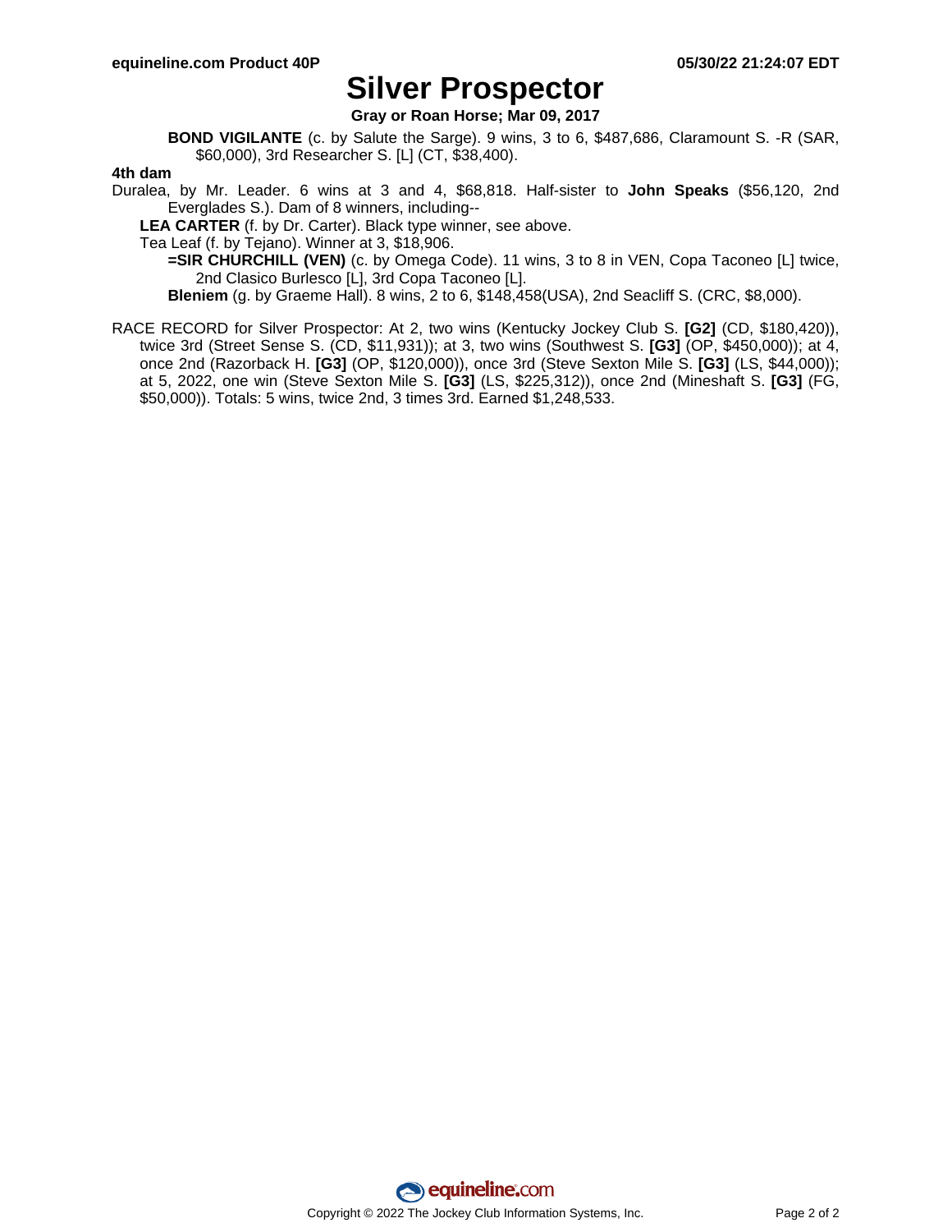# Silver Prospector

**Gray or Roan Horse; Mar 09, 2017**

**BOND VIGILANTE** (c. by Salute the Sarge). 9 wins, 3 to 6, $487,686, Claramount S. -R (SAR, $60,000), 3rd Researcher S. [L] (CT, $38,400).

**4th dam**

Duralea, by Mr. Leader. 6 wins at 3 and 4, $68,818. Half-sister to **John Speaks** ($56,120, 2nd Everglades S.). Dam of 8 winners, including--

**LEA CARTER** (f. by Dr. Carter). Black type winner, see above.

Tea Leaf (f. by Tejano). Winner at 3, $18,906.

**=SIR CHURCHILL (VEN)** (c. by Omega Code). 11 wins, 3 to 8 in VEN, Copa Taconeo [L] twice, 2nd Clasico Burlesco [L], 3rd Copa Taconeo [L].

**Bleniem** (g. by Graeme Hall). 8 wins, 2 to 6, $148,458(USA), 2nd Seacliff S. (CRC, $8,000).

RACE RECORD for Silver Prospector: At 2, two wins (Kentucky Jockey Club S. **[G2]** (CD, $180,420)), twice 3rd (Street Sense S. (CD, $11,931)); at 3, two wins (Southwest S. **[G3]** (OP, $450,000)); at 4, once 2nd (Razorback H. **[G3]** (OP, $120,000)), once 3rd (Steve Sexton Mile S. **[G3]** (LS, $44,000)); at 5, 2022, one win (Steve Sexton Mile S. **[G3]** (LS, $225,312)), once 2nd (Mineshaft S. **[G3]** (FG, $50,000)). Totals: 5 wins, twice 2nd, 3 times 3rd. Earned $1,248,533.